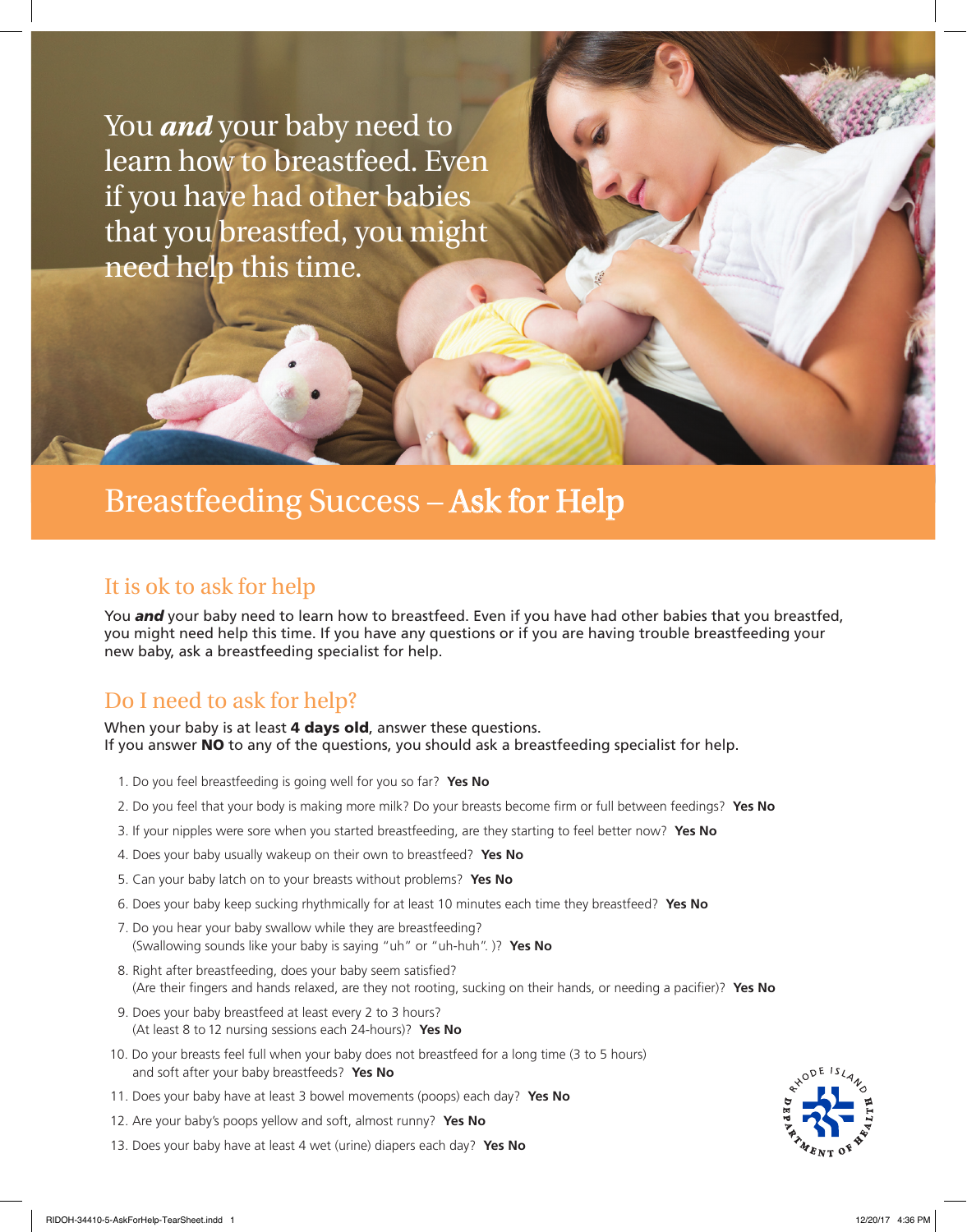You ***and*** your baby need to learn how to breastfeed. Even if you have had other babies that you breastfed, you might need help this time.

# Breastfeeding Success – Ask for Help

## It is ok to ask for help

You ***and*** your baby need to learn how to breastfeed. Even if you have had other babies that you breastfed, you might need help this time. If you have any questions or if you are having trouble breastfeeding your new baby, ask a breastfeeding specialist for help.

## Do I need to ask for help?

When your baby is at least **4 days old**, answer these questions.
If you answer **NO** to any of the questions, you should ask a breastfeeding specialist for help.

1. Do you feel breastfeeding is going well for you so far? **Yes No**
2. Do you feel that your body is making more milk? Do your breasts become firm or full between feedings? **Yes No**
3. If your nipples were sore when you started breastfeeding, are they starting to feel better now? **Yes No**
4. Does your baby usually wakeup on their own to breastfeed? **Yes No**
5. Can your baby latch on to your breasts without problems? **Yes No**
6. Does your baby keep sucking rhythmically for at least 10 minutes each time they breastfeed? **Yes No**
7. Do you hear your baby swallow while they are breastfeeding? (Swallowing sounds like your baby is saying "uh" or "uh-huh". )? **Yes No**
8. Right after breastfeeding, does your baby seem satisfied? (Are their fingers and hands relaxed, are they not rooting, sucking on their hands, or needing a pacifier)? **Yes No**
9. Does your baby breastfeed at least every 2 to 3 hours? (At least 8 to 12 nursing sessions each 24-hours)? **Yes No**
10. Do your breasts feel full when your baby does not breastfeed for a long time (3 to 5 hours) and soft after your baby breastfeeds? **Yes No**
11. Does your baby have at least 3 bowel movements (poops) each day? **Yes No**
12. Are your baby's poops yellow and soft, almost runny? **Yes No**
13. Does your baby have at least 4 wet (urine) diapers each day? **Yes No**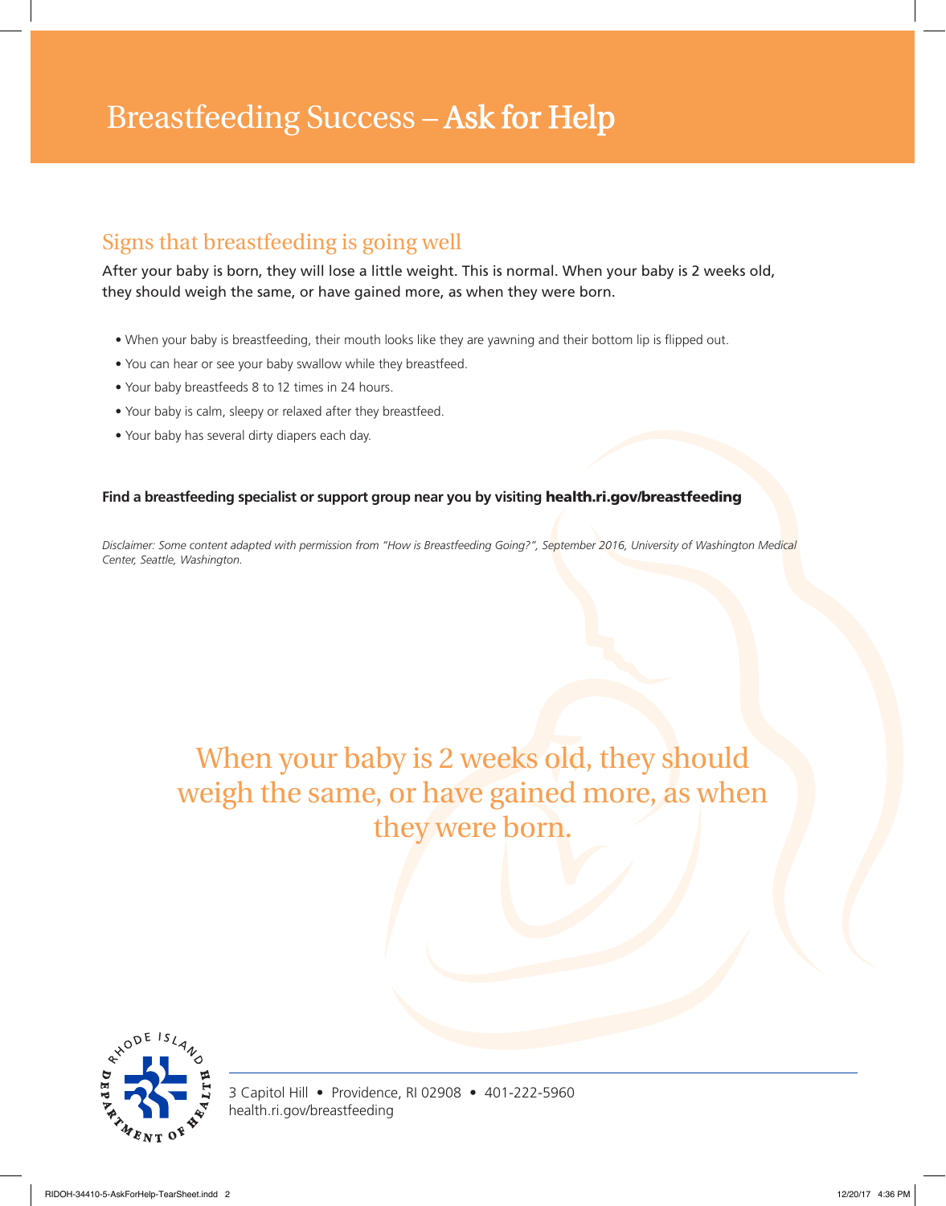# Breastfeeding Success – **Ask for Help**

## Signs that breastfeeding is going well

After your baby is born, they will lose a little weight. This is normal. When your baby is 2 weeks old, they should weigh the same, or have gained more, as when they were born.

- When your baby is breastfeeding, their mouth looks like they are yawning and their bottom lip is flipped out.
- You can hear or see your baby swallow while they breastfeed.
- Your baby breastfeeds 8 to 12 times in 24 hours.
- Your baby is calm, sleepy or relaxed after they breastfeed.
- Your baby has several dirty diapers each day.

**Find a breastfeeding specialist or support group near you by visiting health.ri.gov/breastfeeding**

*Disclaimer: Some content adapted with permission from "How is Breastfeeding Going?", September 2016, University of Washington Medical Center, Seattle, Washington.*

When your baby is 2 weeks old, they should weigh the same, or have gained more, as when they were born.

RHODE ISLAND DEPARTMENT OF HEALTH

3 Capitol Hill • Providence, RI 02908 • 401-222-5960
health.ri.gov/breastfeeding